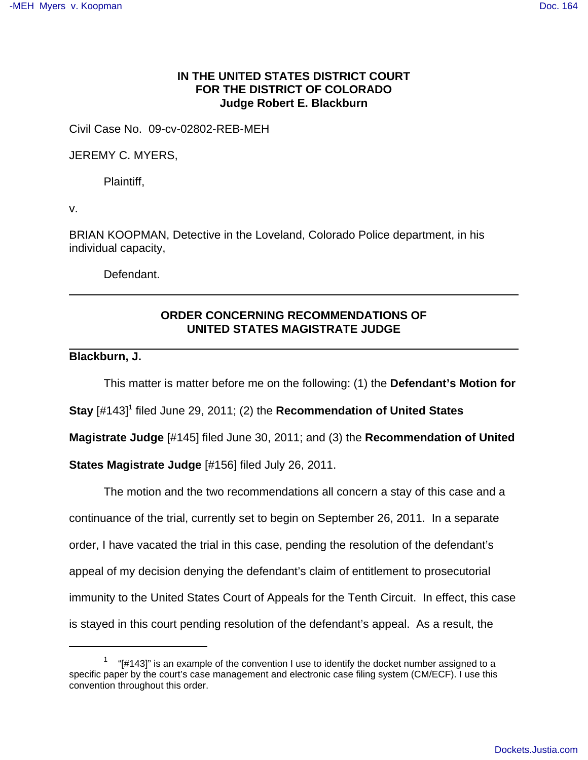**IN THE UNITED STATES DISTRICT COURT**
**FOR THE DISTRICT OF COLORADO**
**Judge Robert E. Blackburn**

Civil Case No. 09-cv-02802-REB-MEH

JEREMY C. MYERS,

Plaintiff,

v.

BRIAN KOOPMAN, Detective in the Loveland, Colorado Police department, in his individual capacity,

Defendant.

---

**ORDER CONCERNING RECOMMENDATIONS OF UNITED STATES MAGISTRATE JUDGE**

---

**Blackburn, J.**

This matter is matter before me on the following: (1) the **Defendant's Motion for Stay** [#143][1] filed June 29, 2011; (2) the **Recommendation of United States Magistrate Judge** [#145] filed June 30, 2011; and (3) the **Recommendation of United States Magistrate Judge** [#156] filed July 26, 2011.

The motion and the two recommendations all concern a stay of this case and a continuance of the trial, currently set to begin on September 26, 2011. In a separate order, I have vacated the trial in this case, pending the resolution of the defendant's appeal of my decision denying the defendant's claim of entitlement to prosecutorial immunity to the United States Court of Appeals for the Tenth Circuit. In effect, this case is stayed in this court pending resolution of the defendant's appeal. As a result, the

---

[1] "[#143]" is an example of the convention I use to identify the docket number assigned to a specific paper by the court's case management and electronic case filing system (CM/ECF). I use this convention throughout this order.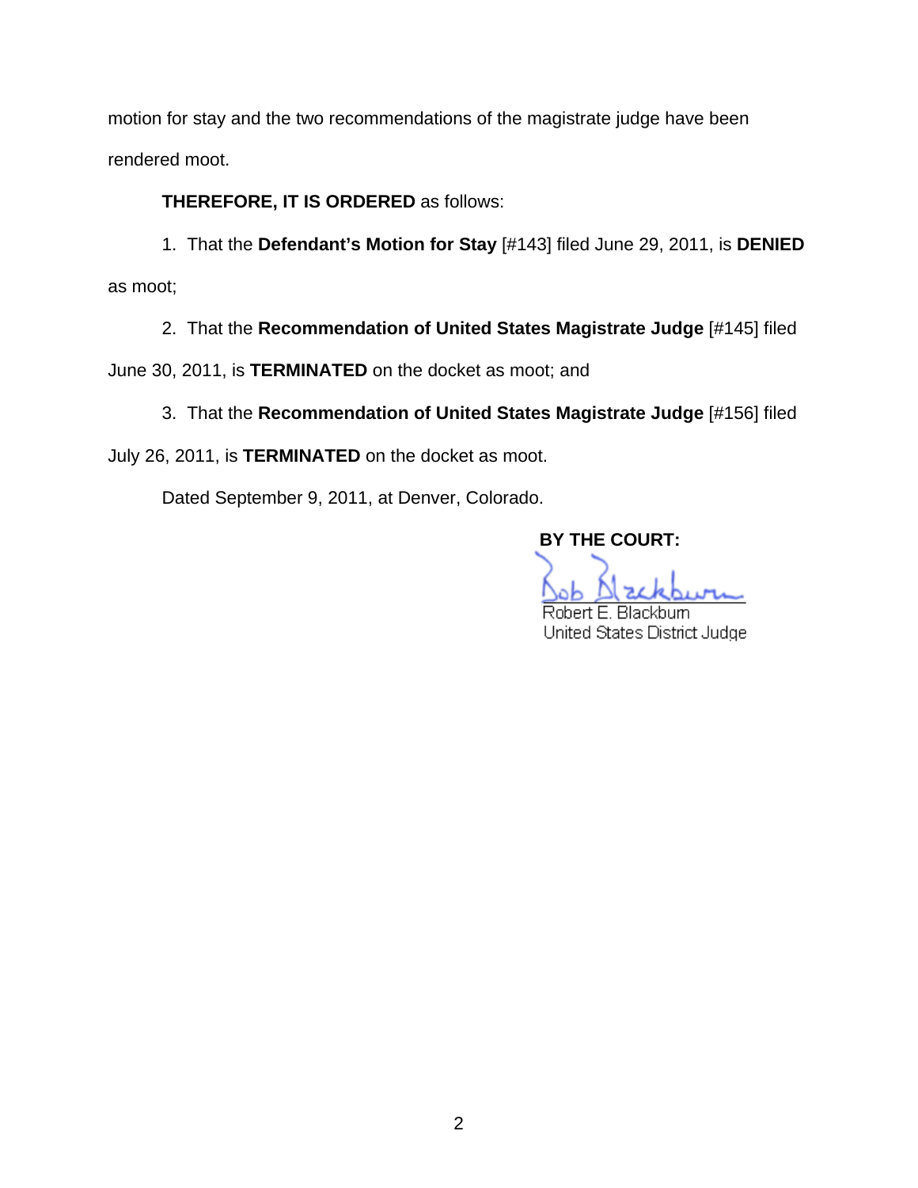motion for stay and the two recommendations of the magistrate judge have been rendered moot.

**THEREFORE, IT IS ORDERED** as follows:

1. That the **Defendant's Motion for Stay** [#143] filed June 29, 2011, is **DENIED** as moot;

2. That the **Recommendation of United States Magistrate Judge** [#145] filed June 30, 2011, is **TERMINATED** on the docket as moot; and

3. That the **Recommendation of United States Magistrate Judge** [#156] filed July 26, 2011, is **TERMINATED** on the docket as moot.

Dated September 9, 2011, at Denver, Colorado.

**BY THE COURT:**

Bob Blackburn

Robert E. Blackburn
United States District Judge